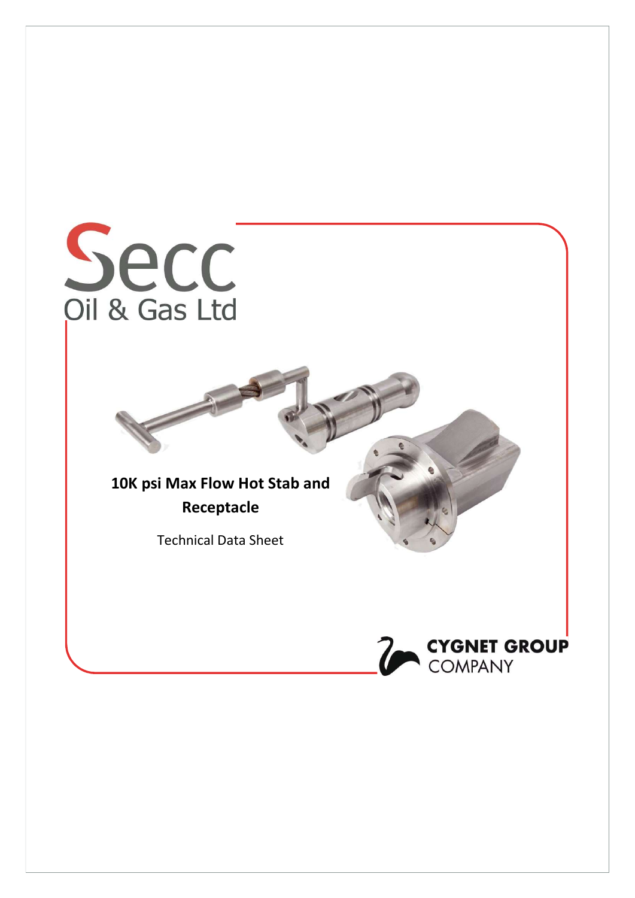Secc
Oil & Gas Ltd

# 10K psi Max Flow Hot Stab and Receptacle

Technical Data Sheet

CYGNET GROUP
COMPANY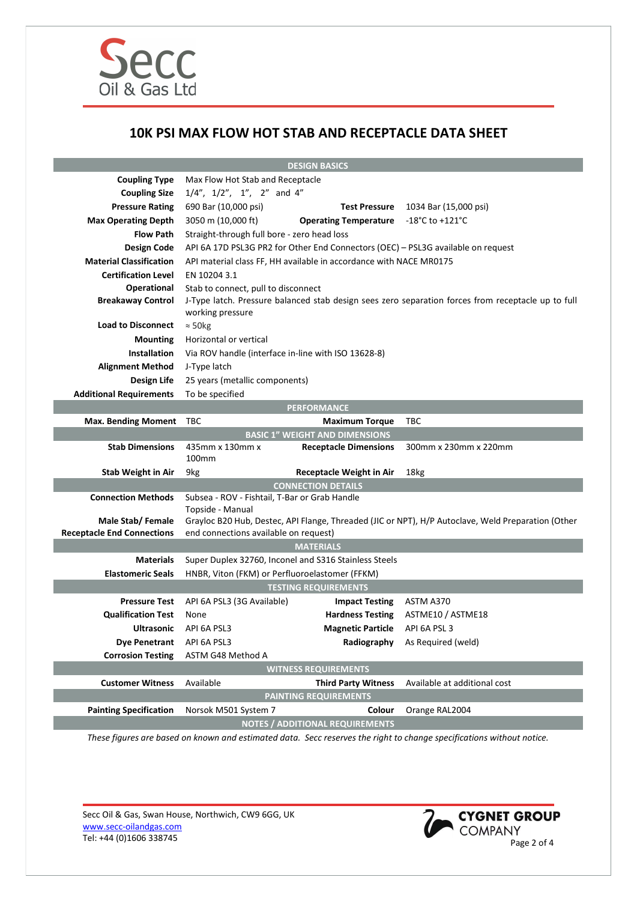# 10K PSI MAX FLOW HOT STAB AND RECEPTACLE DATA SHEET

| DESIGN BASICS | | | |
|---|---|---|---|
| **Coupling Type** | Max Flow Hot Stab and Receptacle | | |
| **Coupling Size** | 1/4", 1/2", 1", 2" and 4" | | |
| **Pressure Rating** | 690 Bar (10,000 psi) | **Test Pressure** | 1034 Bar (15,000 psi) |
| **Max Operating Depth** | 3050 m (10,000 ft) | **Operating Temperature** | -18°C to +121°C |
| **Flow Path** | Straight-through full bore - zero head loss | | |
| **Design Code** | API 6A 17D PSL3G PR2 for Other End Connectors (OEC) – PSL3G available on request | | |
| **Material Classification** | API material class FF, HH available in accordance with NACE MR0175 | | |
| **Certification Level** | EN 10204 3.1 | | |
| **Operational** | Stab to connect, pull to disconnect | | |
| **Breakaway Control** | J-Type latch. Pressure balanced stab design sees zero separation forces from receptacle up to full working pressure | | |
| **Load to Disconnect** | ≈ 50kg | | |
| **Mounting** | Horizontal or vertical | | |
| **Installation** | Via ROV handle (interface in-line with ISO 13628-8) | | |
| **Alignment Method** | J-Type latch | | |
| **Design Life** | 25 years (metallic components) | | |
| **Additional Requirements** | To be specified | | |
| **PERFORMANCE** | | | |
| **Max. Bending Moment** | TBC | **Maximum Torque** | TBC |
| **BASIC 1" WEIGHT AND DIMENSIONS** | | | |
| **Stab Dimensions** | 435mm x 130mm x 100mm | **Receptacle Dimensions** | 300mm x 230mm x 220mm |
| **Stab Weight in Air** | 9kg | **Receptacle Weight in Air** | 18kg |
| **CONNECTION DETAILS** | | | |
| **Connection Methods** | Subsea - ROV - Fishtail, T-Bar or Grab Handle<br>Topside - Manual | | |
| **Male Stab/ Female Receptacle End Connections** | Grayloc B20 Hub, Destec, API Flange, Threaded (JIC or NPT), H/P Autoclave, Weld Preparation (Other end connections available on request) | | |
| **MATERIALS** | | | |
| **Materials** | Super Duplex 32760, Inconel and S316 Stainless Steels | | |
| **Elastomeric Seals** | HNBR, Viton (FKM) or Perfluoroelastomer (FFKM) | | |
| **TESTING REQUIREMENTS** | | | |
| **Pressure Test** | API 6A PSL3 (3G Available) | **Impact Testing** | ASTM A370 |
| **Qualification Test** | None | **Hardness Testing** | ASTME10 / ASTME18 |
| **Ultrasonic** | API 6A PSL3 | **Magnetic Particle** | API 6A PSL 3 |
| **Dye Penetrant** | API 6A PSL3 | **Radiography** | As Required (weld) |
| **Corrosion Testing** | ASTM G48 Method A | | |
| **WITNESS REQUIREMENTS** | | | |
| **Customer Witness** | Available | **Third Party Witness** | Available at additional cost |
| **PAINTING REQUIREMENTS** | | | |
| **Painting Specification** | Norsok M501 System 7 | **Colour** | Orange RAL2004 |
| **NOTES / ADDITIONAL REQUIREMENTS** | | | |

*These figures are based on known and estimated data. Secc reserves the right to change specifications without notice.*

Secc Oil & Gas, Swan House, Northwich, CW9 6GG, UK
www.secc-oilandgas.com
Tel: +44 (0)1606 338745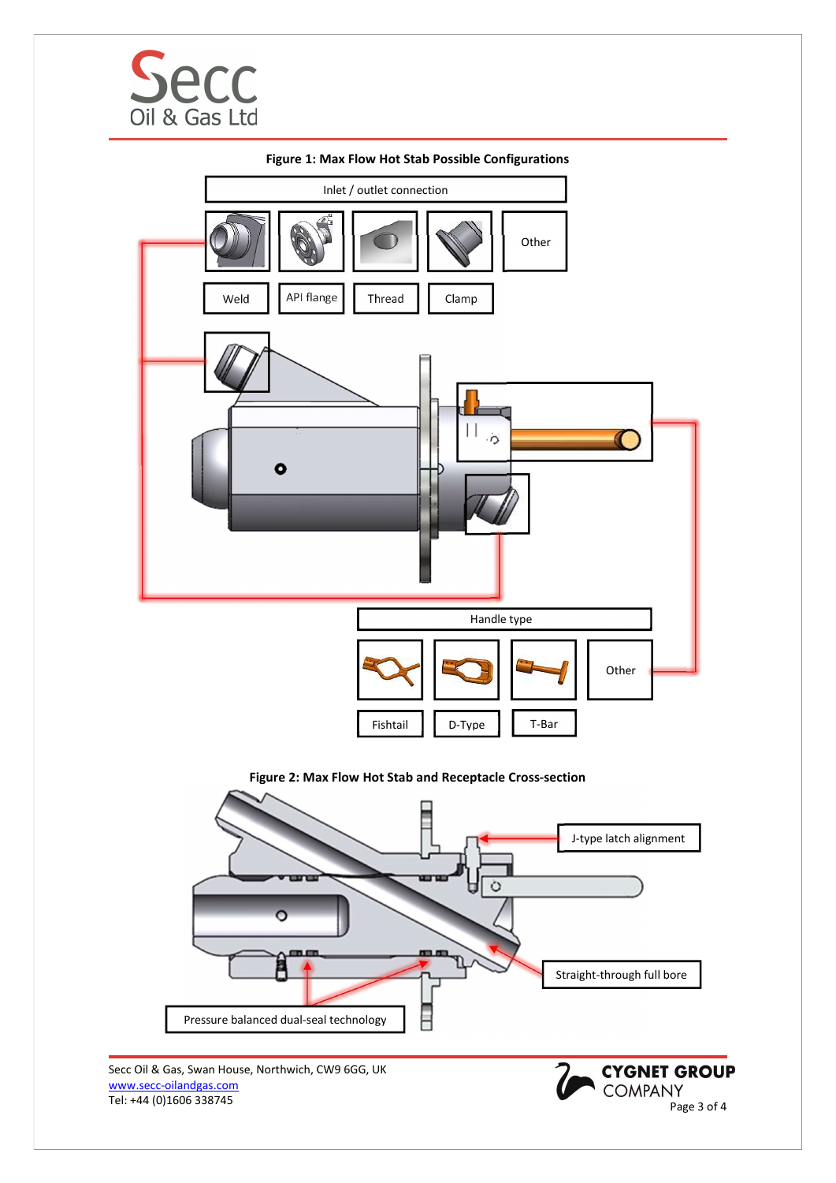**Figure 1: Max Flow Hot Stab Possible Configurations**

Inlet / outlet connection

Weld | API flange | Thread | Clamp | Other

Handle type

Fishtail | D-Type | T-Bar | Other

**Figure 2: Max Flow Hot Stab and Receptacle Cross-section**

J-type latch alignment

Straight-through full bore

Pressure balanced dual-seal technology

Secc Oil & Gas, Swan House, Northwich, CW9 6GG, UK
www.secc-oilandgas.com
Tel: +44 (0)1606 338745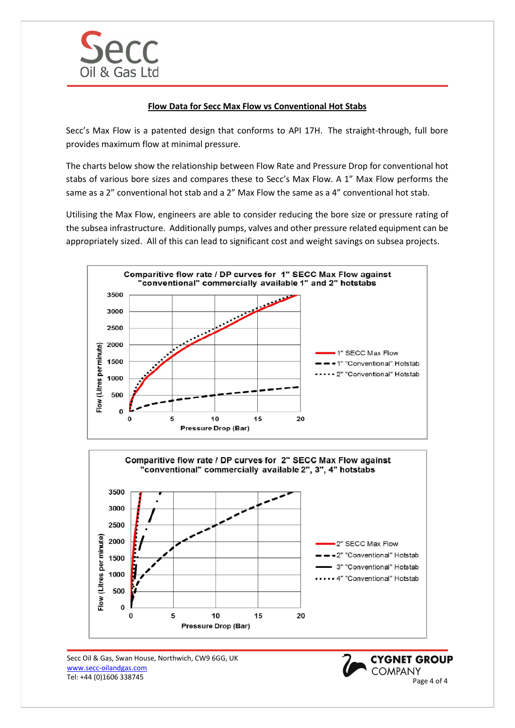## Flow Data for Secc Max Flow vs Conventional Hot Stabs

Secc's Max Flow is a patented design that conforms to API 17H. The straight-through, full bore provides maximum flow at minimal pressure.

The charts below show the relationship between Flow Rate and Pressure Drop for conventional hot stabs of various bore sizes and compares these to Secc's Max Flow. A 1" Max Flow performs the same as a 2" conventional hot stab and a 2" Max Flow the same as a 4" conventional hot stab.

Utilising the Max Flow, engineers are able to consider reducing the bore size or pressure rating of the subsea infrastructure. Additionally pumps, valves and other pressure related equipment can be appropriately sized. All of this can lead to significant cost and weight savings on subsea projects.

Comparitive flow rate / DP curves for 1" SECC Max Flow against "conventional" commercially available 1" and 2" hotstabs

Flow (Litres per minute)
3500
3000
2500
2000
1500
1000
500
0

0
5
10
15
20
Pressure Drop (Bar)

1" SECC Max Flow
1" "Conventional" Hotstab
2" "Conventional" Hotstab

Comparitive flow rate / DP curves for 2" SECC Max Flow against "conventional" commercially available 2", 3", 4" hotstabs

Flow (Litres per minute)
3500
3000
2500
2000
1500
1000
500
0

0
5
10
15
20
Pressure Drop (Bar)

2" SECC Max Flow
2" "Conventional" Hotstab
3" "Conventional" Hotstab
4" "Conventional" Hotstab

Secc Oil & Gas, Swan House, Northwich, CW9 6GG, UK
www.secc-oilandgas.com
Tel: +44 (0)1606 338745